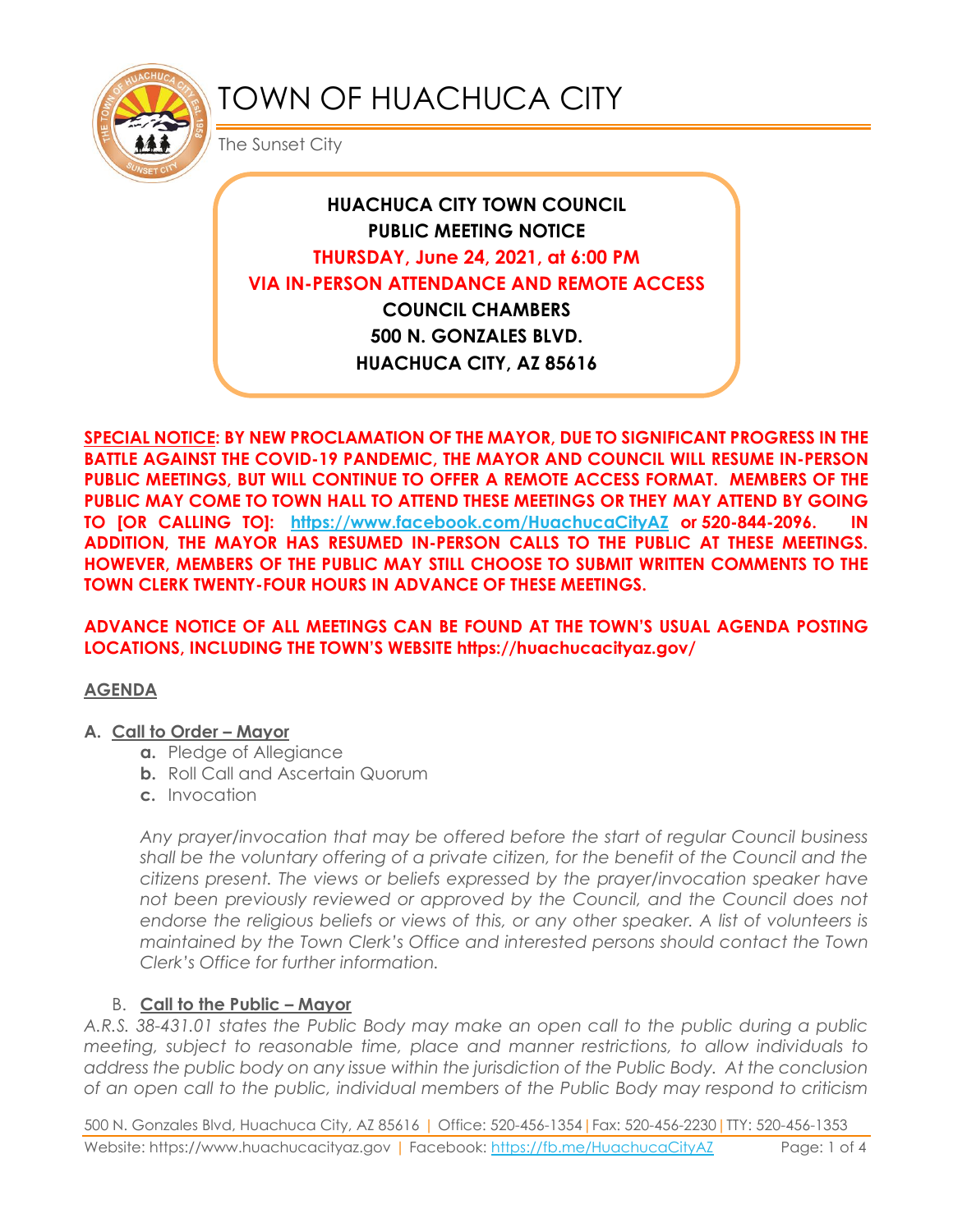# TOWN OF HUACHUCA CITY

The Sunset City

**HUACHUCA CITY TOWN COUNCIL**
**PUBLIC MEETING NOTICE**
**THURSDAY, June 24, 2021, at 6:00 PM**
**VIA IN-PERSON ATTENDANCE AND REMOTE ACCESS**
**COUNCIL CHAMBERS**
**500 N. GONZALES BLVD.**
**HUACHUCA CITY, AZ 85616**

**SPECIAL NOTICE: BY NEW PROCLAMATION OF THE MAYOR, DUE TO SIGNIFICANT PROGRESS IN THE BATTLE AGAINST THE COVID-19 PANDEMIC, THE MAYOR AND COUNCIL WILL RESUME IN-PERSON PUBLIC MEETINGS, BUT WILL CONTINUE TO OFFER A REMOTE ACCESS FORMAT. MEMBERS OF THE PUBLIC MAY COME TO TOWN HALL TO ATTEND THESE MEETINGS OR THEY MAY ATTEND BY GOING TO [OR CALLING TO]: https://www.facebook.com/HuachucaCityAZ or 520-844-2096. IN ADDITION, THE MAYOR HAS RESUMED IN-PERSON CALLS TO THE PUBLIC AT THESE MEETINGS. HOWEVER, MEMBERS OF THE PUBLIC MAY STILL CHOOSE TO SUBMIT WRITTEN COMMENTS TO THE TOWN CLERK TWENTY-FOUR HOURS IN ADVANCE OF THESE MEETINGS.**

**ADVANCE NOTICE OF ALL MEETINGS CAN BE FOUND AT THE TOWN'S USUAL AGENDA POSTING LOCATIONS, INCLUDING THE TOWN'S WEBSITE https://huachucacityaz.gov/**

## AGENDA

**A. Call to Order – Mayor**

- **a.** Pledge of Allegiance
- **b.** Roll Call and Ascertain Quorum
- **c.** Invocation

*Any prayer/invocation that may be offered before the start of regular Council business shall be the voluntary offering of a private citizen, for the benefit of the Council and the citizens present. The views or beliefs expressed by the prayer/invocation speaker have not been previously reviewed or approved by the Council, and the Council does not endorse the religious beliefs or views of this, or any other speaker. A list of volunteers is maintained by the Town Clerk's Office and interested persons should contact the Town Clerk's Office for further information.*

**B. Call to the Public – Mayor**

*A.R.S. 38-431.01 states the Public Body may make an open call to the public during a public meeting, subject to reasonable time, place and manner restrictions, to allow individuals to address the public body on any issue within the jurisdiction of the Public Body. At the conclusion of an open call to the public, individual members of the Public Body may respond to criticism*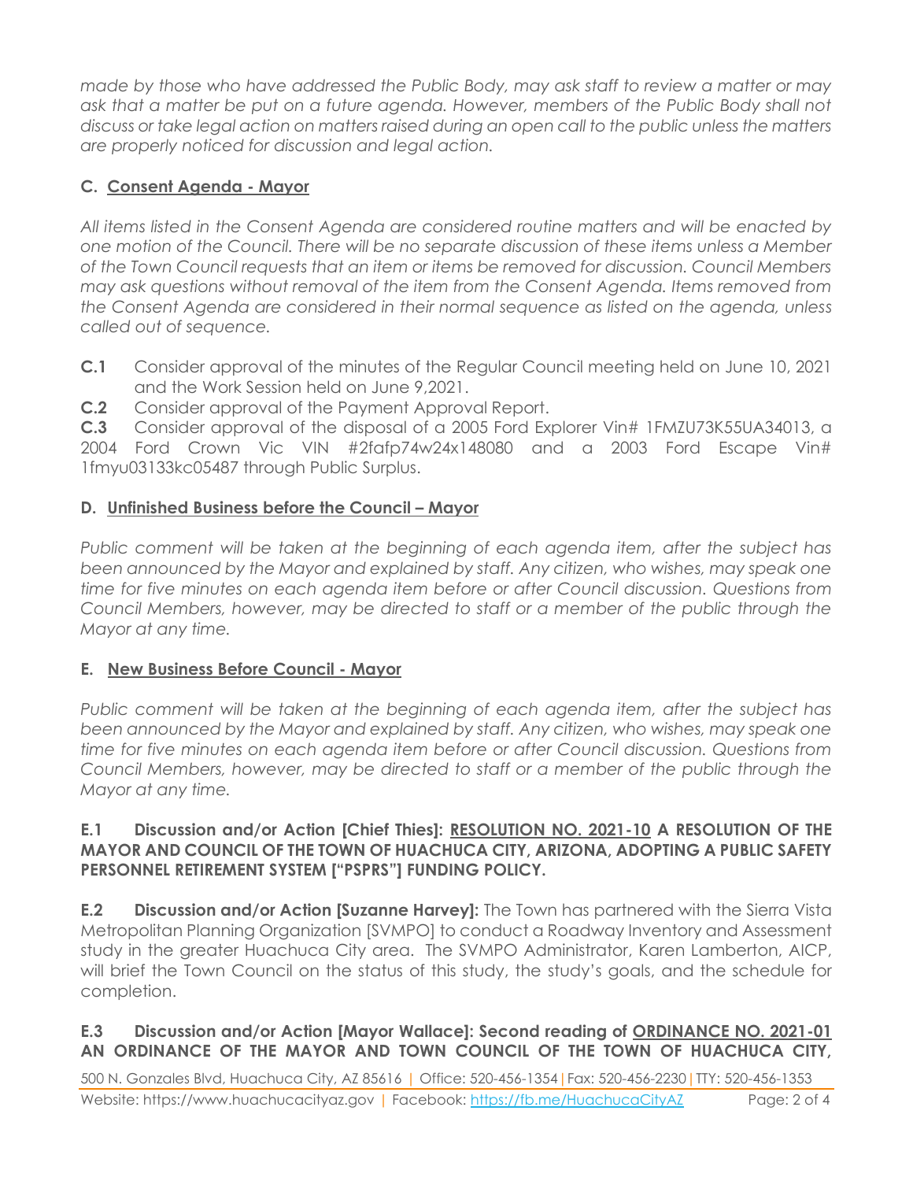*made by those who have addressed the Public Body, may ask staff to review a matter or may ask that a matter be put on a future agenda. However, members of the Public Body shall not discuss or take legal action on matters raised during an open call to the public unless the matters are properly noticed for discussion and legal action.*

### C. Consent Agenda - Mayor

*All items listed in the Consent Agenda are considered routine matters and will be enacted by one motion of the Council. There will be no separate discussion of these items unless a Member of the Town Council requests that an item or items be removed for discussion. Council Members may ask questions without removal of the item from the Consent Agenda. Items removed from the Consent Agenda are considered in their normal sequence as listed on the agenda, unless called out of sequence.*

**C.1** Consider approval of the minutes of the Regular Council meeting held on June 10, 2021 and the Work Session held on June 9,2021.

**C.2** Consider approval of the Payment Approval Report.

**C.3** Consider approval of the disposal of a 2005 Ford Explorer Vin# 1FMZU73K55UA34013, a 2004 Ford Crown Vic VIN #2fafp74w24x148080 and a 2003 Ford Escape Vin# 1fmyu03133kc05487 through Public Surplus.

### D. Unfinished Business before the Council – Mayor

*Public comment will be taken at the beginning of each agenda item, after the subject has been announced by the Mayor and explained by staff. Any citizen, who wishes, may speak one time for five minutes on each agenda item before or after Council discussion. Questions from Council Members, however, may be directed to staff or a member of the public through the Mayor at any time.*

### E. New Business Before Council - Mayor

*Public comment will be taken at the beginning of each agenda item, after the subject has been announced by the Mayor and explained by staff. Any citizen, who wishes, may speak one time for five minutes on each agenda item before or after Council discussion. Questions from Council Members, however, may be directed to staff or a member of the public through the Mayor at any time.*

**E.1 Discussion and/or Action [Chief Thies]: RESOLUTION NO. 2021-10 A RESOLUTION OF THE MAYOR AND COUNCIL OF THE TOWN OF HUACHUCA CITY, ARIZONA, ADOPTING A PUBLIC SAFETY PERSONNEL RETIREMENT SYSTEM ["PSPRS"] FUNDING POLICY.**

**E.2 Discussion and/or Action [Suzanne Harvey]:** The Town has partnered with the Sierra Vista Metropolitan Planning Organization [SVMPO] to conduct a Roadway Inventory and Assessment study in the greater Huachuca City area. The SVMPO Administrator, Karen Lamberton, AICP, will brief the Town Council on the status of this study, the study's goals, and the schedule for completion.

**E.3 Discussion and/or Action [Mayor Wallace]: Second reading of ORDINANCE NO. 2021-01 AN ORDINANCE OF THE MAYOR AND TOWN COUNCIL OF THE TOWN OF HUACHUCA CITY,**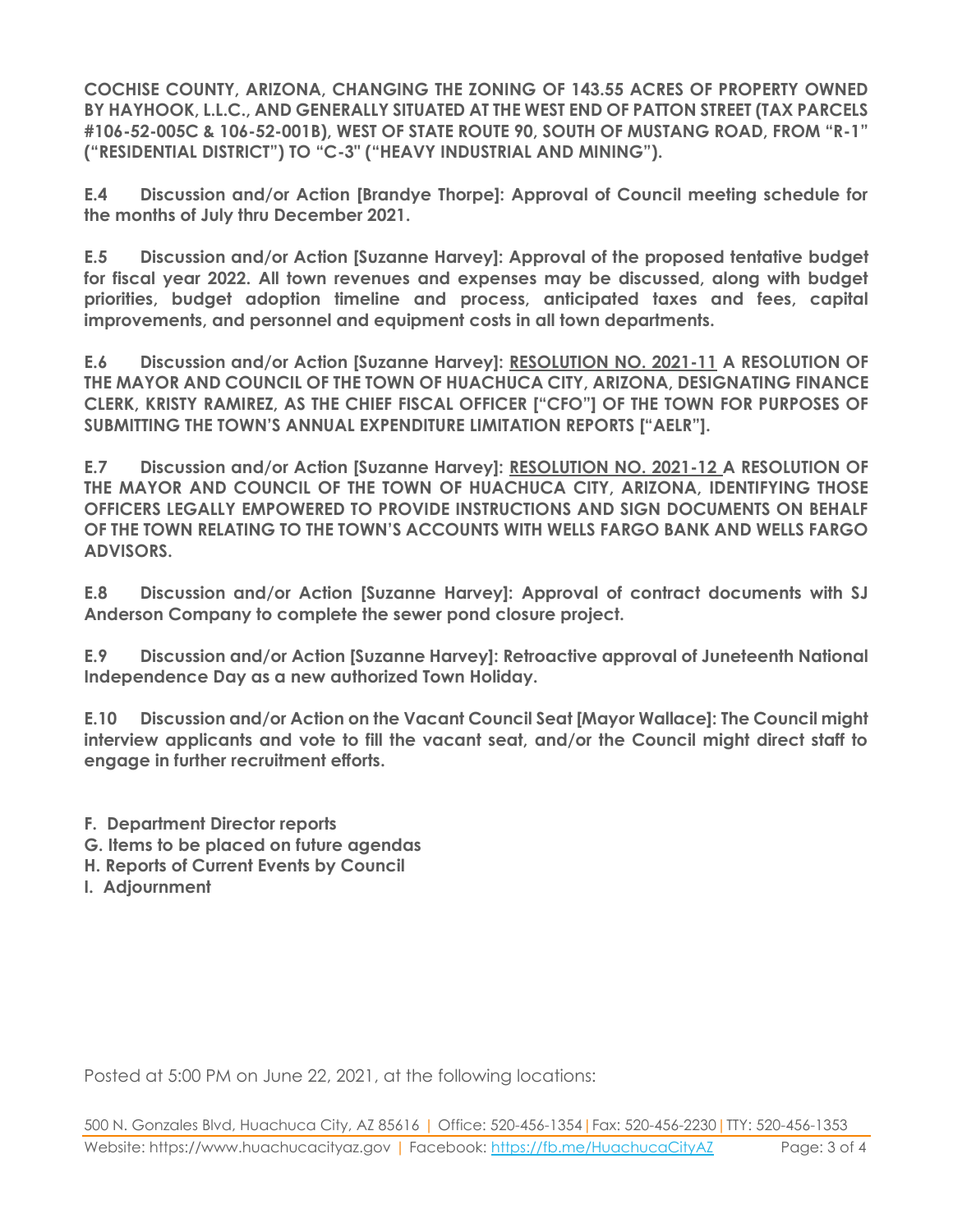**COCHISE COUNTY, ARIZONA, CHANGING THE ZONING OF 143.55 ACRES OF PROPERTY OWNED BY HAYHOOK, L.L.C., AND GENERALLY SITUATED AT THE WEST END OF PATTON STREET (TAX PARCELS #106-52-005C & 106-52-001B), WEST OF STATE ROUTE 90, SOUTH OF MUSTANG ROAD, FROM "R-1" ("RESIDENTIAL DISTRICT") TO "C-3" ("HEAVY INDUSTRIAL AND MINING").**

**E.4 Discussion and/or Action [Brandye Thorpe]: Approval of Council meeting schedule for the months of July thru December 2021.**

**E.5 Discussion and/or Action [Suzanne Harvey]: Approval of the proposed tentative budget for fiscal year 2022. All town revenues and expenses may be discussed, along with budget priorities, budget adoption timeline and process, anticipated taxes and fees, capital improvements, and personnel and equipment costs in all town departments.**

**E.6 Discussion and/or Action [Suzanne Harvey]: <u>RESOLUTION NO. 2021-11</u> A RESOLUTION OF THE MAYOR AND COUNCIL OF THE TOWN OF HUACHUCA CITY, ARIZONA, DESIGNATING FINANCE CLERK, KRISTY RAMIREZ, AS THE CHIEF FISCAL OFFICER ["CFO"] OF THE TOWN FOR PURPOSES OF SUBMITTING THE TOWN'S ANNUAL EXPENDITURE LIMITATION REPORTS ["AELR"].**

**E.7 Discussion and/or Action [Suzanne Harvey]: <u>RESOLUTION NO. 2021-12</u> A RESOLUTION OF THE MAYOR AND COUNCIL OF THE TOWN OF HUACHUCA CITY, ARIZONA, IDENTIFYING THOSE OFFICERS LEGALLY EMPOWERED TO PROVIDE INSTRUCTIONS AND SIGN DOCUMENTS ON BEHALF OF THE TOWN RELATING TO THE TOWN'S ACCOUNTS WITH WELLS FARGO BANK AND WELLS FARGO ADVISORS.**

**E.8 Discussion and/or Action [Suzanne Harvey]: Approval of contract documents with SJ Anderson Company to complete the sewer pond closure project.**

**E.9 Discussion and/or Action [Suzanne Harvey]: Retroactive approval of Juneteenth National Independence Day as a new authorized Town Holiday.**

**E.10 Discussion and/or Action on the Vacant Council Seat [Mayor Wallace]: The Council might interview applicants and vote to fill the vacant seat, and/or the Council might direct staff to engage in further recruitment efforts.**

**F. Department Director reports**
**G. Items to be placed on future agendas**
**H. Reports of Current Events by Council**
**I. Adjournment**

Posted at 5:00 PM on June 22, 2021, at the following locations: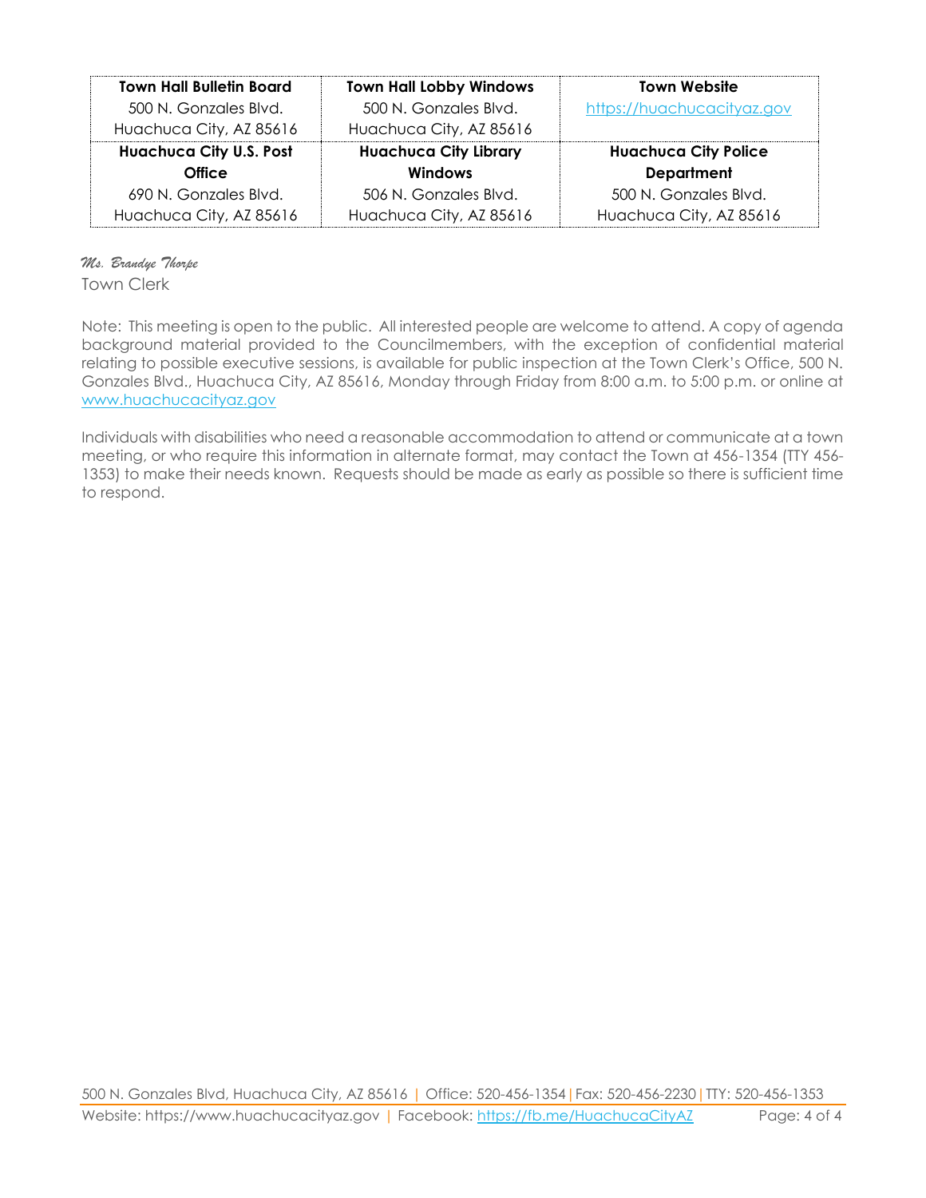| | | |
|---|---|---|
| **Town Hall Bulletin Board**<br>500 N. Gonzales Blvd.<br>Huachuca City, AZ 85616 | **Town Hall Lobby Windows**<br>500 N. Gonzales Blvd.<br>Huachuca City, AZ 85616 | **Town Website**<br>https://huachucacityaz.gov |
| **Huachuca City U.S. Post Office**<br>690 N. Gonzales Blvd.<br>Huachuca City, AZ 85616 | **Huachuca City Library Windows**<br>506 N. Gonzales Blvd.<br>Huachuca City, AZ 85616 | **Huachuca City Police Department**<br>500 N. Gonzales Blvd.<br>Huachuca City, AZ 85616 |

*Ms. Brandye Thorpe*
Town Clerk

Note: This meeting is open to the public. All interested people are welcome to attend. A copy of agenda background material provided to the Councilmembers, with the exception of confidential material relating to possible executive sessions, is available for public inspection at the Town Clerk's Office, 500 N. Gonzales Blvd., Huachuca City, AZ 85616, Monday through Friday from 8:00 a.m. to 5:00 p.m. or online at www.huachucacityaz.gov

Individuals with disabilities who need a reasonable accommodation to attend or communicate at a town meeting, or who require this information in alternate format, may contact the Town at 456-1354 (TTY 456-1353) to make their needs known. Requests should be made as early as possible so there is sufficient time to respond.